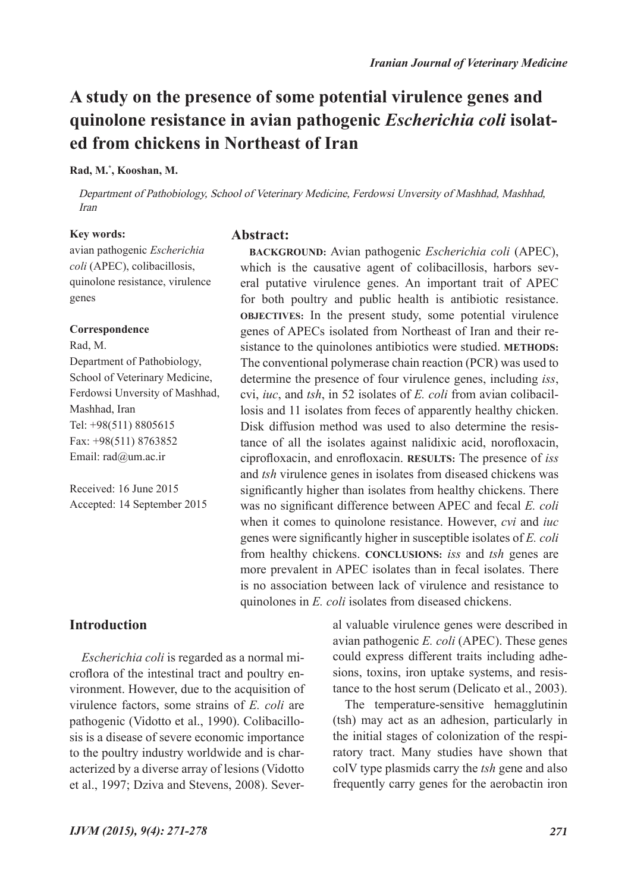# A study on the presence of some potential virulence genes and quinolone resistance in avian pathogenic *Escherichia coli* isolated from chickens in Northeast of Iran

**Rad, M.[*], Kooshan, M.**

*Department of Pathobiology, School of Veterinary Medicine, Ferdowsi Unversity of Mashhad, Mashhad, Iran*

**Key words:**
avian pathogenic *Escherichia coli* (APEC), colibacillosis, quinolone resistance, virulence genes

**Correspondence**
Rad, M.
Department of Pathobiology, School of Veterinary Medicine, Ferdowsi Unversity of Mashhad, Mashhad, Iran
Tel: +98(511) 8805615
Fax: +98(511) 8763852
Email: rad@um.ac.ir

Received: 16 June 2015
Accepted: 14 September 2015

## Abstract:

**BACKGROUND:** Avian pathogenic *Escherichia coli* (APEC), which is the causative agent of colibacillosis, harbors several putative virulence genes. An important trait of APEC for both poultry and public health is antibiotic resistance. **OBJECTIVES:** In the present study, some potential virulence genes of APECs isolated from Northeast of Iran and their resistance to the quinolones antibiotics were studied. **METHODS:** The conventional polymerase chain reaction (PCR) was used to determine the presence of four virulence genes, including *iss*, cvi, *iuc*, and *tsh*, in 52 isolates of *E. coli* from avian colibacillosis and 11 isolates from feces of apparently healthy chicken. Disk diffusion method was used to also determine the resistance of all the isolates against nalidixic acid, norofloxacin, ciprofloxacin, and enrofloxacin. **RESULTS:** The presence of *iss* and *tsh* virulence genes in isolates from diseased chickens was significantly higher than isolates from healthy chickens. There was no significant difference between APEC and fecal *E. coli* when it comes to quinolone resistance. However, *cvi* and *iuc* genes were significantly higher in susceptible isolates of *E. coli* from healthy chickens. **CONCLUSIONS:** *iss* and *tsh* genes are more prevalent in APEC isolates than in fecal isolates. There is no association between lack of virulence and resistance to quinolones in *E. coli* isolates from diseased chickens.

## Introduction

*Escherichia coli* is regarded as a normal microflora of the intestinal tract and poultry environment. However, due to the acquisition of virulence factors, some strains of *E. coli* are pathogenic (Vidotto et al., 1990). Colibacillosis is a disease of severe economic importance to the poultry industry worldwide and is characterized by a diverse array of lesions (Vidotto et al., 1997; Dziva and Stevens, 2008). Several valuable virulence genes were described in avian pathogenic *E. coli* (APEC). These genes could express different traits including adhesions, toxins, iron uptake systems, and resistance to the host serum (Delicato et al., 2003).

The temperature-sensitive hemagglutinin (tsh) may act as an adhesion, particularly in the initial stages of colonization of the respiratory tract. Many studies have shown that colV type plasmids carry the *tsh* gene and also frequently carry genes for the aerobactin iron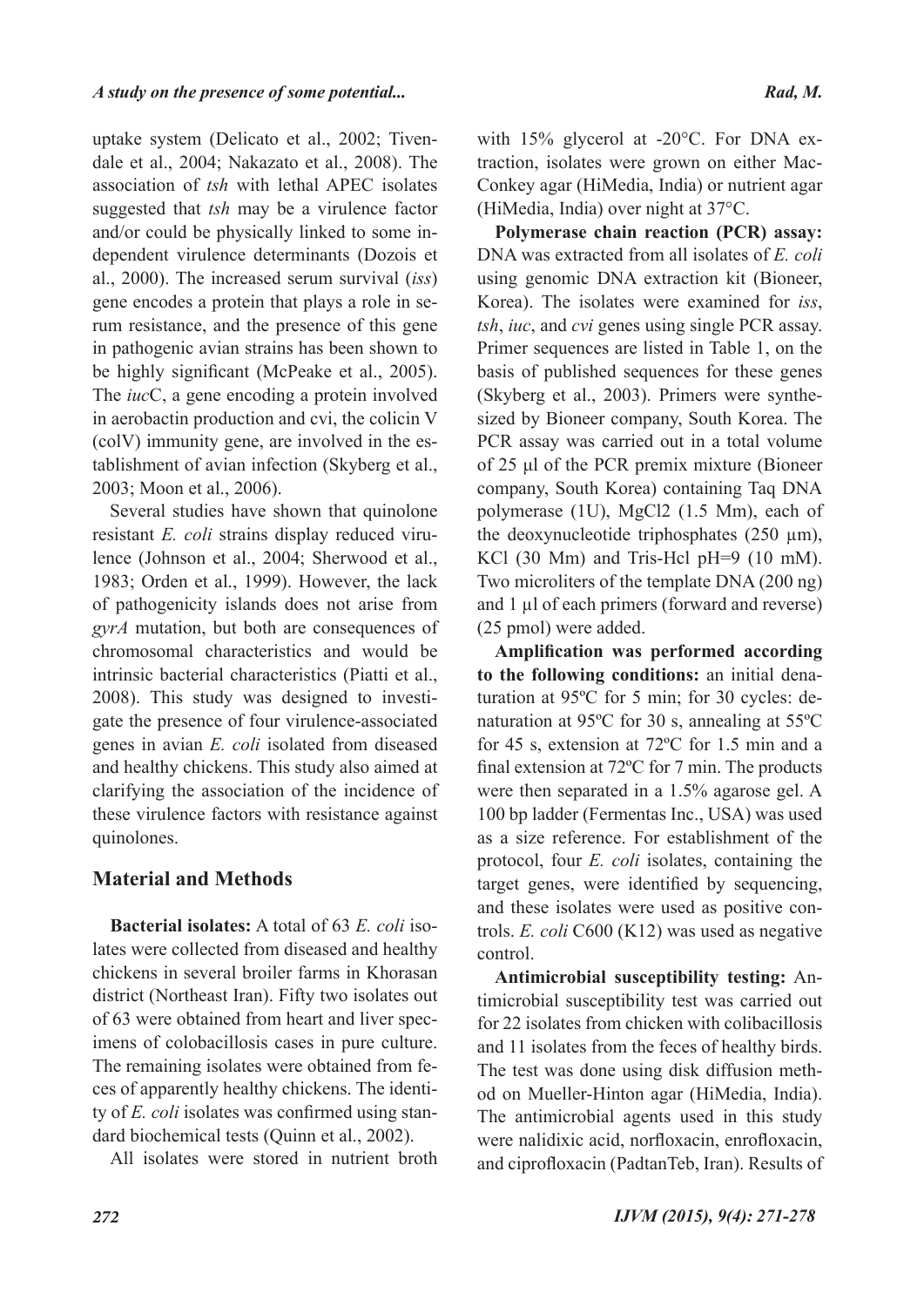uptake system (Delicato et al., 2002; Tivendale et al., 2004; Nakazato et al., 2008). The association of *tsh* with lethal APEC isolates suggested that *tsh* may be a virulence factor and/or could be physically linked to some independent virulence determinants (Dozois et al., 2000). The increased serum survival (*iss*) gene encodes a protein that plays a role in serum resistance, and the presence of this gene in pathogenic avian strains has been shown to be highly significant (McPeake et al., 2005). The *iuc*C, a gene encoding a protein involved in aerobactin production and cvi, the colicin V (colV) immunity gene, are involved in the establishment of avian infection (Skyberg et al., 2003; Moon et al., 2006).

Several studies have shown that quinolone resistant *E. coli* strains display reduced virulence (Johnson et al., 2004; Sherwood et al., 1983; Orden et al., 1999). However, the lack of pathogenicity islands does not arise from *gyrA* mutation, but both are consequences of chromosomal characteristics and would be intrinsic bacterial characteristics (Piatti et al., 2008). This study was designed to investigate the presence of four virulence-associated genes in avian *E. coli* isolated from diseased and healthy chickens. This study also aimed at clarifying the association of the incidence of these virulence factors with resistance against quinolones.

## Material and Methods

**Bacterial isolates:** A total of 63 *E. coli* isolates were collected from diseased and healthy chickens in several broiler farms in Khorasan district (Northeast Iran). Fifty two isolates out of 63 were obtained from heart and liver specimens of colobacillosis cases in pure culture. The remaining isolates were obtained from feces of apparently healthy chickens. The identity of *E. coli* isolates was confirmed using standard biochemical tests (Quinn et al., 2002).

All isolates were stored in nutrient broth with 15% glycerol at -20°C. For DNA extraction, isolates were grown on either MacConkey agar (HiMedia, India) or nutrient agar (HiMedia, India) over night at 37°C.

**Polymerase chain reaction (PCR) assay:** DNA was extracted from all isolates of *E. coli* using genomic DNA extraction kit (Bioneer, Korea). The isolates were examined for *iss*, *tsh*, *iuc*, and *cvi* genes using single PCR assay. Primer sequences are listed in Table 1, on the basis of published sequences for these genes (Skyberg et al., 2003). Primers were synthesized by Bioneer company, South Korea. The PCR assay was carried out in a total volume of 25 µl of the PCR premix mixture (Bioneer company, South Korea) containing Taq DNA polymerase (1U), MgCl2 (1.5 Mm), each of the deoxynucleotide triphosphates (250 µm), KCl (30 Mm) and Tris-Hcl pH=9 (10 mM). Two microliters of the template DNA (200 ng) and 1 µl of each primers (forward and reverse) (25 pmol) were added.

**Amplification was performed according to the following conditions:** an initial denaturation at 95ºC for 5 min; for 30 cycles: denaturation at 95ºC for 30 s, annealing at 55ºC for 45 s, extension at 72ºC for 1.5 min and a final extension at 72ºC for 7 min. The products were then separated in a 1.5% agarose gel. A 100 bp ladder (Fermentas Inc., USA) was used as a size reference. For establishment of the protocol, four *E. coli* isolates, containing the target genes, were identified by sequencing, and these isolates were used as positive controls. *E. coli* C600 (K12) was used as negative control.

**Antimicrobial susceptibility testing:** Antimicrobial susceptibility test was carried out for 22 isolates from chicken with colibacillosis and 11 isolates from the feces of healthy birds. The test was done using disk diffusion method on Mueller-Hinton agar (HiMedia, India). The antimicrobial agents used in this study were nalidixic acid, norfloxacin, enrofloxacin, and ciprofloxacin (PadtanTeb, Iran). Results of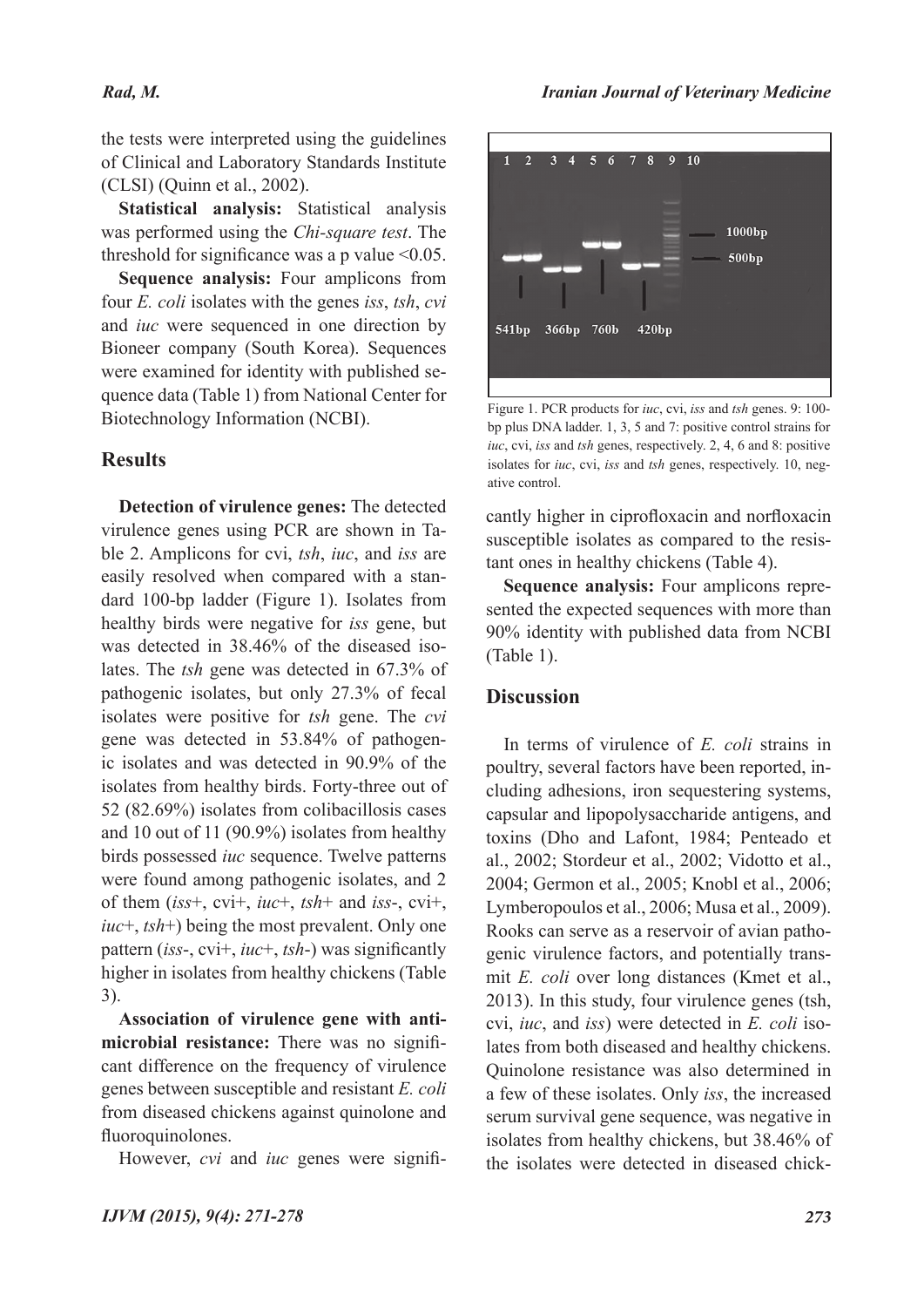the tests were interpreted using the guidelines of Clinical and Laboratory Standards Institute (CLSI) (Quinn et al., 2002).

**Statistical analysis:** Statistical analysis was performed using the *Chi-square test*. The threshold for significance was a p value <0.05.

**Sequence analysis:** Four amplicons from four *E. coli* isolates with the genes *iss*, *tsh*, *cvi* and *iuc* were sequenced in one direction by Bioneer company (South Korea). Sequences were examined for identity with published sequence data (Table 1) from National Center for Biotechnology Information (NCBI).

## Results

**Detection of virulence genes:** The detected virulence genes using PCR are shown in Table 2. Amplicons for cvi, *tsh*, *iuc*, and *iss* are easily resolved when compared with a standard 100-bp ladder (Figure 1). Isolates from healthy birds were negative for *iss* gene, but was detected in 38.46% of the diseased isolates. The *tsh* gene was detected in 67.3% of pathogenic isolates, but only 27.3% of fecal isolates were positive for *tsh* gene. The *cvi* gene was detected in 53.84% of pathogenic isolates and was detected in 90.9% of the isolates from healthy birds. Forty-three out of 52 (82.69%) isolates from colibacillosis cases and 10 out of 11 (90.9%) isolates from healthy birds possessed *iuc* sequence. Twelve patterns were found among pathogenic isolates, and 2 of them (*iss*+, cvi+, *iuc*+, *tsh*+ and *iss*-, cvi+, *iuc*+, *tsh*+) being the most prevalent. Only one pattern (*iss*-, cvi+, *iuc*+, *tsh*-) was significantly higher in isolates from healthy chickens (Table 3).

**Association of virulence gene with antimicrobial resistance:** There was no significant difference on the frequency of virulence genes between susceptible and resistant *E. coli* from diseased chickens against quinolone and fluoroquinolones.

However, *cvi* and *iuc* genes were significantly higher in ciprofloxacin and norfloxacin susceptible isolates as compared to the resistant ones in healthy chickens (Table 4).

**Sequence analysis:** Four amplicons represented the expected sequences with more than 90% identity with published data from NCBI (Table 1).

Figure 1. PCR products for *iuc*, cvi, *iss* and *tsh* genes. 9: 100-bp plus DNA ladder. 1, 3, 5 and 7: positive control strains for *iuc*, cvi, *iss* and *tsh* genes, respectively. 2, 4, 6 and 8: positive isolates for *iuc*, cvi, *iss* and *tsh* genes, respectively. 10, negative control.

## Discussion

In terms of virulence of *E. coli* strains in poultry, several factors have been reported, including adhesions, iron sequestering systems, capsular and lipopolysaccharide antigens, and toxins (Dho and Lafont, 1984; Penteado et al., 2002; Stordeur et al., 2002; Vidotto et al., 2004; Germon et al., 2005; Knobl et al., 2006; Lymberopoulos et al., 2006; Musa et al., 2009). Rooks can serve as a reservoir of avian pathogenic virulence factors, and potentially transmit *E. coli* over long distances (Kmet et al., 2013). In this study, four virulence genes (tsh, cvi, *iuc*, and *iss*) were detected in *E. coli* isolates from both diseased and healthy chickens. Quinolone resistance was also determined in a few of these isolates. Only *iss*, the increased serum survival gene sequence, was negative in isolates from healthy chickens, but 38.46% of the isolates were detected in diseased chick-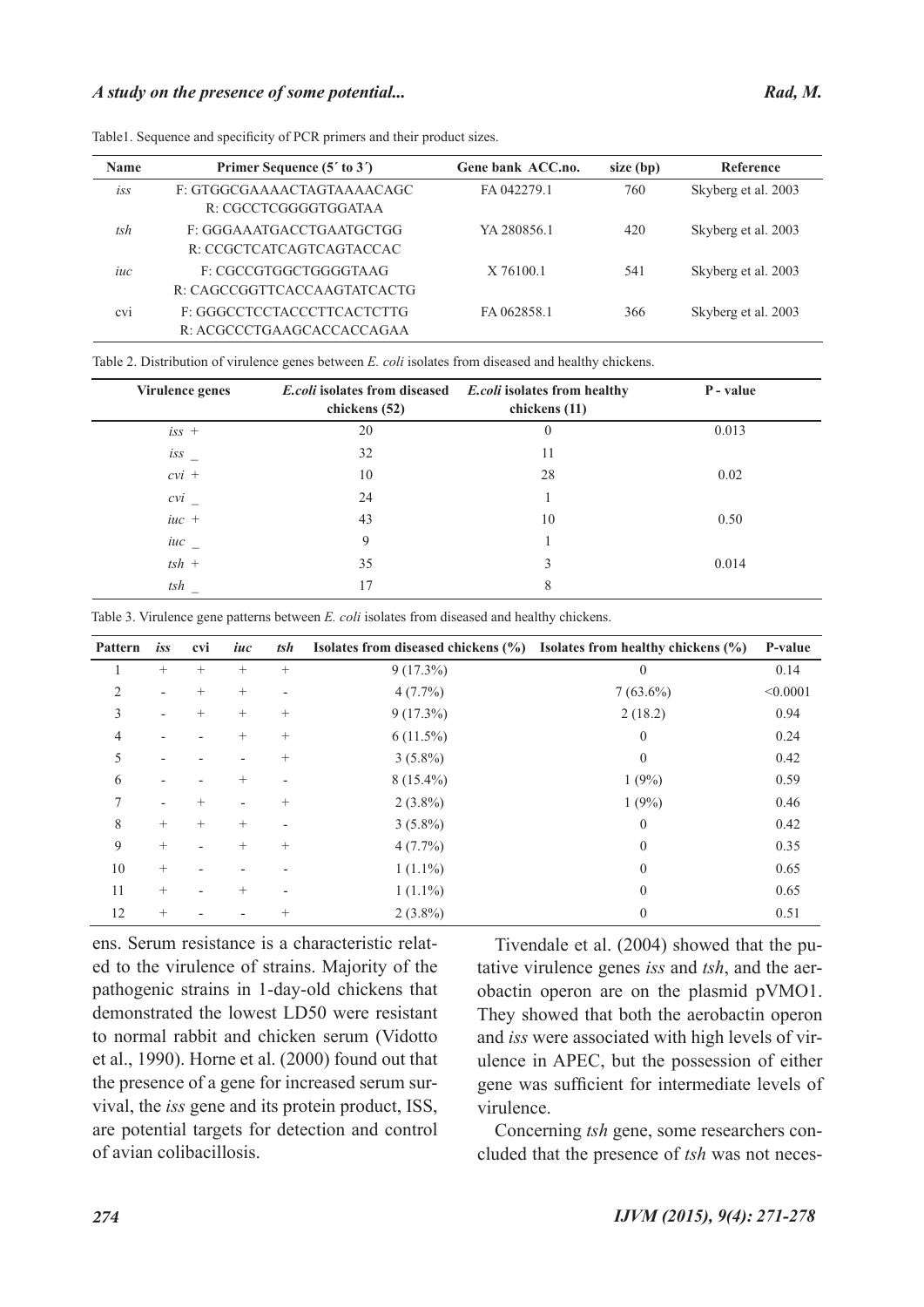Table1. Sequence and specificity of PCR primers and their product sizes.

| Name | Primer Sequence (5´ to 3´) | Gene bank ACC.no. | size (bp) | Reference |
|---|---|---|---|---|
| *iss* | F: GTGGCGAAAACTAGTAAAACAGC<br>R: CGCCTCGGGGTGGATAA | FA 042279.1 | 760 | Skyberg et al. 2003 |
| *tsh* | F: GGGAAATGACCTGAATGCTGG<br>R: CCGCTCATCAGTCAGTACCAC | YA 280856.1 | 420 | Skyberg et al. 2003 |
| *iuc* | F: CGCCGTGGCTGGGGTAAG<br>R: CAGCCGGTTCACCAAGTATCACTG | X 76100.1 | 541 | Skyberg et al. 2003 |
| cvi | F: GGGCCTCCTACCCTTCACTCTTG<br>R: ACGCCCTGAAGCACCACCAGAA | FA 062858.1 | 366 | Skyberg et al. 2003 |

Table 2. Distribution of virulence genes between *E. coli* isolates from diseased and healthy chickens.

| Virulence genes | *E.coli* isolates from diseased chickens (52) | *E.coli* isolates from healthy chickens (11) | P - value |
|---|---|---|---|
| *iss* + | 20 | 0 | 0.013 |
| *iss* _ | 32 | 11 | |
| *cvi* + | 10 | 28 | 0.02 |
| *cvi* _ | 24 | 1 | |
| *iuc* + | 43 | 10 | 0.50 |
| *iuc* _ | 9 | 1 | |
| *tsh* + | 35 | 3 | 0.014 |
| *tsh* _ | 17 | 8 | |

Table 3. Virulence gene patterns between *E. coli* isolates from diseased and healthy chickens.

| Pattern | *iss* | cvi | *iuc* | *tsh* | Isolates from diseased chickens (%) | Isolates from healthy chickens (%) | P-value |
|---|---|---|---|---|---|---|---|
| 1 | + | + | + | + | 9 (17.3%) | 0 | 0.14 |
| 2 | - | + | + | - | 4 (7.7%) | 7 (63.6%) | <0.0001 |
| 3 | - | + | + | + | 9 (17.3%) | 2 (18.2) | 0.94 |
| 4 | - | - | + | + | 6 (11.5%) | 0 | 0.24 |
| 5 | - | - | - | + | 3 (5.8%) | 0 | 0.42 |
| 6 | - | - | + | - | 8 (15.4%) | 1 (9%) | 0.59 |
| 7 | - | + | - | + | 2 (3.8%) | 1 (9%) | 0.46 |
| 8 | + | + | + | - | 3 (5.8%) | 0 | 0.42 |
| 9 | + | - | + | + | 4 (7.7%) | 0 | 0.35 |
| 10 | + | - | - | - | 1 (1.1%) | 0 | 0.65 |
| 11 | + | - | + | - | 1 (1.1%) | 0 | 0.65 |
| 12 | + | - | - | + | 2 (3.8%) | 0 | 0.51 |

ens. Serum resistance is a characteristic related to the virulence of strains. Majority of the pathogenic strains in 1-day-old chickens that demonstrated the lowest LD50 were resistant to normal rabbit and chicken serum (Vidotto et al., 1990). Horne et al. (2000) found out that the presence of a gene for increased serum survival, the *iss* gene and its protein product, ISS, are potential targets for detection and control of avian colibacillosis.

Tivendale et al. (2004) showed that the putative virulence genes *iss* and *tsh*, and the aerobactin operon are on the plasmid pVMO1. They showed that both the aerobactin operon and *iss* were associated with high levels of virulence in APEC, but the possession of either gene was sufficient for intermediate levels of virulence.

Concerning *tsh* gene, some researchers concluded that the presence of *tsh* was not neces-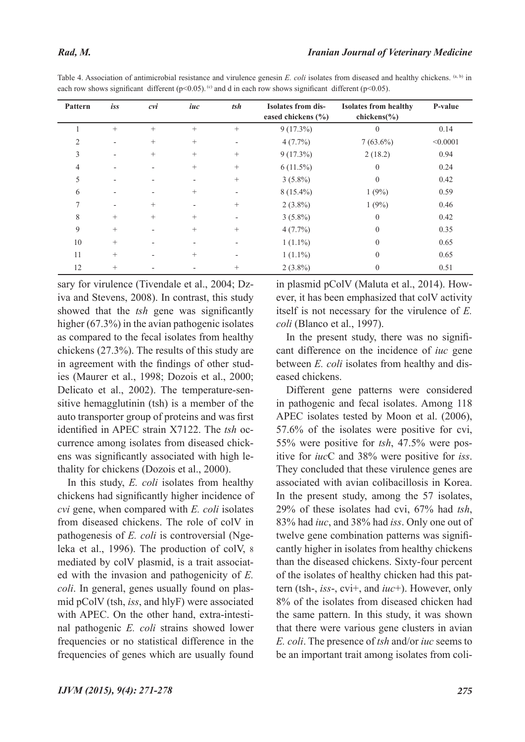Table 4. Association of antimicrobial resistance and virulence genesin *E. coli* isolates from diseased and healthy chickens. [(a, b)] in each row shows significant different ($p<0.05$). [(c)] and d in each row shows significant different ($p<0.05$).

| Pattern | *iss* | *cvi* | *iuc* | *tsh* | Isolates from diseased chickens (%) | Isolates from healthy chickens(%) | P-value |
|---|---|---|---|---|---|---|---|
| 1 | + | + | + | + | 9 (17.3%) | 0 | 0.14 |
| 2 | - | + | + | - | 4 (7.7%) | 7 (63.6%) | <0.0001 |
| 3 | - | + | + | + | 9 (17.3%) | 2 (18.2) | 0.94 |
| 4 | - | - | + | + | 6 (11.5%) | 0 | 0.24 |
| 5 | - | - | - | + | 3 (5.8%) | 0 | 0.42 |
| 6 | - | - | + | - | 8 (15.4%) | 1 (9%) | 0.59 |
| 7 | - | + | - | + | 2 (3.8%) | 1 (9%) | 0.46 |
| 8 | + | + | + | - | 3 (5.8%) | 0 | 0.42 |
| 9 | + | - | + | + | 4 (7.7%) | 0 | 0.35 |
| 10 | + | - | - | - | 1 (1.1%) | 0 | 0.65 |
| 11 | + | - | + | - | 1 (1.1%) | 0 | 0.65 |
| 12 | + | - | - | + | 2 (3.8%) | 0 | 0.51 |

sary for virulence (Tivendale et al., 2004; Dziva and Stevens, 2008). In contrast, this study showed that the *tsh* gene was significantly higher (67.3%) in the avian pathogenic isolates as compared to the fecal isolates from healthy chickens (27.3%). The results of this study are in agreement with the findings of other studies (Maurer et al., 1998; Dozois et al., 2000; Delicato et al., 2002). The temperature-sensitive hemagglutinin (tsh) is a member of the auto transporter group of proteins and was first identified in APEC strain X7122. The *tsh* occurrence among isolates from diseased chickens was significantly associated with high lethality for chickens (Dozois et al., 2000).

In this study, *E. coli* isolates from healthy chickens had significantly higher incidence of *cvi* gene, when compared with *E. coli* isolates from diseased chickens. The role of colV in pathogenesis of *E. coli* is controversial (Ngeleka et al., 1996). The production of colV, 8 mediated by colV plasmid, is a trait associated with the invasion and pathogenicity of *E. coli*. In general, genes usually found on plasmid pColV (tsh, *iss*, and hlyF) were associated with APEC. On the other hand, extra-intestinal pathogenic *E. coli* strains showed lower frequencies or no statistical difference in the frequencies of genes which are usually found in plasmid pColV (Maluta et al., 2014). However, it has been emphasized that colV activity itself is not necessary for the virulence of *E. coli* (Blanco et al., 1997).

In the present study, there was no significant difference on the incidence of *iuc* gene between *E. coli* isolates from healthy and diseased chickens.

Different gene patterns were considered in pathogenic and fecal isolates. Among 118 APEC isolates tested by Moon et al. (2006), 57.6% of the isolates were positive for cvi, 55% were positive for *tsh*, 47.5% were positive for *iuc*C and 38% were positive for *iss*. They concluded that these virulence genes are associated with avian colibacillosis in Korea. In the present study, among the 57 isolates, 29% of these isolates had cvi, 67% had *tsh*, 83% had *iuc*, and 38% had *iss*. Only one out of twelve gene combination patterns was significantly higher in isolates from healthy chickens than the diseased chickens. Sixty-four percent of the isolates of healthy chicken had this pattern (tsh-, *iss*-, cvi+, and *iuc*+). However, only 8% of the isolates from diseased chicken had the same pattern. In this study, it was shown that there were various gene clusters in avian *E. coli*. The presence of *tsh* and/or *iuc* seems to be an important trait among isolates from coli-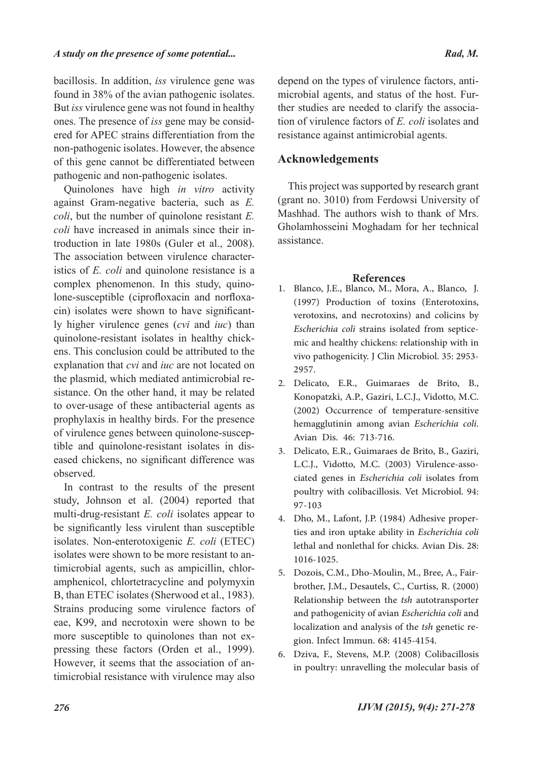bacillosis. In addition, *iss* virulence gene was found in 38% of the avian pathogenic isolates. But *iss* virulence gene was not found in healthy ones. The presence of *iss* gene may be considered for APEC strains differentiation from the non-pathogenic isolates. However, the absence of this gene cannot be differentiated between pathogenic and non-pathogenic isolates.

Quinolones have high *in vitro* activity against Gram-negative bacteria, such as *E. coli*, but the number of quinolone resistant *E. coli* have increased in animals since their introduction in late 1980s (Guler et al., 2008). The association between virulence characteristics of *E. coli* and quinolone resistance is a complex phenomenon. In this study, quinolone-susceptible (ciprofloxacin and norfloxacin) isolates were shown to have significantly higher virulence genes (*cvi* and *iuc*) than quinolone-resistant isolates in healthy chickens. This conclusion could be attributed to the explanation that *cvi* and *iuc* are not located on the plasmid, which mediated antimicrobial resistance. On the other hand, it may be related to over-usage of these antibacterial agents as prophylaxis in healthy birds. For the presence of virulence genes between quinolone-susceptible and quinolone-resistant isolates in diseased chickens, no significant difference was observed.

In contrast to the results of the present study, Johnson et al. (2004) reported that multi-drug-resistant *E. coli* isolates appear to be significantly less virulent than susceptible isolates. Non-enterotoxigenic *E. coli* (ETEC) isolates were shown to be more resistant to antimicrobial agents, such as ampicillin, chloramphenicol, chlortetracycline and polymyxin B, than ETEC isolates (Sherwood et al., 1983). Strains producing some virulence factors of eae, K99, and necrotoxin were shown to be more susceptible to quinolones than not expressing these factors (Orden et al., 1999). However, it seems that the association of antimicrobial resistance with virulence may also depend on the types of virulence factors, antimicrobial agents, and status of the host. Further studies are needed to clarify the association of virulence factors of *E. coli* isolates and resistance against antimicrobial agents.

## Acknowledgements

This project was supported by research grant (grant no. 3010) from Ferdowsi University of Mashhad. The authors wish to thank of Mrs. Gholamhosseini Moghadam for her technical assistance.

## References

1. Blanco, J.E., Blanco, M., Mora, A., Blanco, J. (1997) Production of toxins (Enterotoxins, verotoxins, and necrotoxins) and colicins by *Escherichia coli* strains isolated from septicemic and healthy chickens: relationship with in vivo pathogenicity. J Clin Microbiol. 35: 2953-2957.
2. Delicato, E.R., Guimaraes de Brito, B., Konopatzki, A.P., Gaziri, L.C.J., Vidotto, M.C. (2002) Occurrence of temperature-sensitive hemagglutinin among avian *Escherichia coli*. Avian Dis. 46: 713-716.
3. Delicato, E.R., Guimaraes de Brito, B., Gaziri, L.C.J., Vidotto, M.C. (2003) Virulence-associated genes in *Escherichia coli* isolates from poultry with colibacillosis. Vet Microbiol. 94: 97-103
4. Dho, M., Lafont, J.P. (1984) Adhesive properties and iron uptake ability in *Escherichia coli* lethal and nonlethal for chicks. Avian Dis. 28: 1016-1025.
5. Dozois, C.M., Dho-Moulin, M., Bree, A., Fairbrother, J.M., Desautels, C., Curtiss, R. (2000) Relationship between the *tsh* autotransporter and pathogenicity of avian *Escherichia coli* and localization and analysis of the *tsh* genetic region. Infect Immun. 68: 4145-4154.
6. Dziva, F., Stevens, M.P. (2008) Colibacillosis in poultry: unravelling the molecular basis of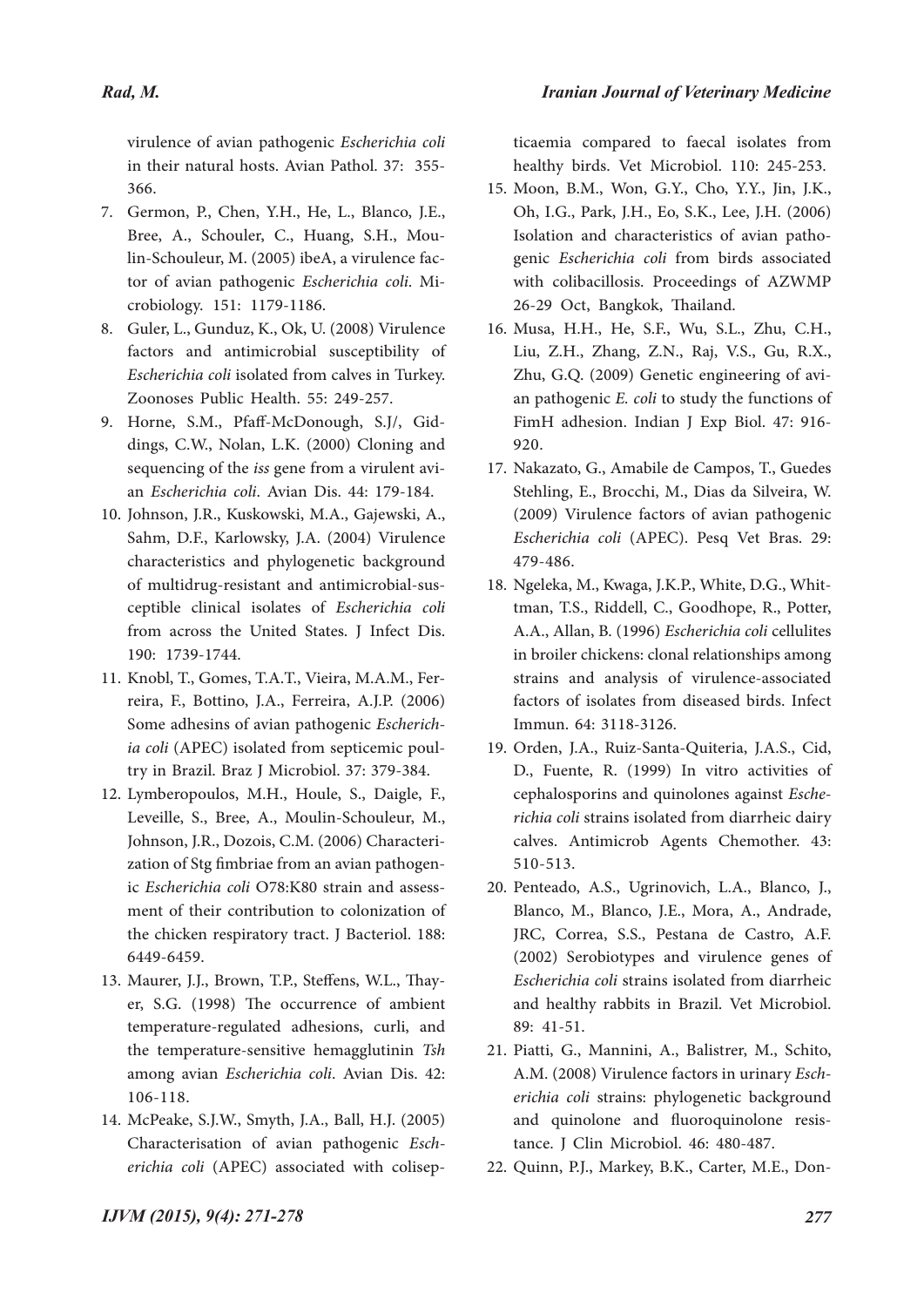virulence of avian pathogenic *Escherichia coli* in their natural hosts. Avian Pathol. 37: 355-366.

7. Germon, P., Chen, Y.H., He, L., Blanco, J.E., Bree, A., Schouler, C., Huang, S.H., Moulin-Schouleur, M. (2005) ibeA, a virulence factor of avian pathogenic *Escherichia coli*. Microbiology. 151: 1179-1186.
8. Guler, L., Gunduz, K., Ok, U. (2008) Virulence factors and antimicrobial susceptibility of *Escherichia coli* isolated from calves in Turkey. Zoonoses Public Health. 55: 249-257.
9. Horne, S.M., Pfaff-McDonough, S.J/, Giddings, C.W., Nolan, L.K. (2000) Cloning and sequencing of the *iss* gene from a virulent avian *Escherichia coli*. Avian Dis. 44: 179-184.
10. Johnson, J.R., Kuskowski, M.A., Gajewski, A., Sahm, D.F., Karlowsky, J.A. (2004) Virulence characteristics and phylogenetic background of multidrug-resistant and antimicrobial-susceptible clinical isolates of *Escherichia coli* from across the United States. J Infect Dis. 190: 1739-1744.
11. Knobl, T., Gomes, T.A.T., Vieira, M.A.M., Ferreira, F., Bottino, J.A., Ferreira, A.J.P. (2006) Some adhesins of avian pathogenic *Escherichia coli* (APEC) isolated from septicemic poultry in Brazil. Braz J Microbiol. 37: 379-384.
12. Lymberopoulos, M.H., Houle, S., Daigle, F., Leveille, S., Bree, A., Moulin-Schouleur, M., Johnson, J.R., Dozois, C.M. (2006) Characterization of Stg fimbriae from an avian pathogenic *Escherichia coli* O78:K80 strain and assessment of their contribution to colonization of the chicken respiratory tract. J Bacteriol. 188: 6449-6459.
13. Maurer, J.J., Brown, T.P., Steffens, W.L., Thayer, S.G. (1998) The occurrence of ambient temperature-regulated adhesions, curli, and the temperature-sensitive hemagglutinin *Tsh* among avian *Escherichia coli*. Avian Dis. 42: 106-118.
14. McPeake, S.J.W., Smyth, J.A., Ball, H.J. (2005) Characterisation of avian pathogenic *Escherichia coli* (APEC) associated with colisepticaemia compared to faecal isolates from healthy birds. Vet Microbiol. 110: 245-253.
15. Moon, B.M., Won, G.Y., Cho, Y.Y., Jin, J.K., Oh, I.G., Park, J.H., Eo, S.K., Lee, J.H. (2006) Isolation and characteristics of avian pathogenic *Escherichia coli* from birds associated with colibacillosis. Proceedings of AZWMP 26-29 Oct, Bangkok, Thailand.
16. Musa, H.H., He, S.F., Wu, S.L., Zhu, C.H., Liu, Z.H., Zhang, Z.N., Raj, V.S., Gu, R.X., Zhu, G.Q. (2009) Genetic engineering of avian pathogenic *E. coli* to study the functions of FimH adhesion. Indian J Exp Biol. 47: 916-920.
17. Nakazato, G., Amabile de Campos, T., Guedes Stehling, E., Brocchi, M., Dias da Silveira, W. (2009) Virulence factors of avian pathogenic *Escherichia coli* (APEC). Pesq Vet Bras. 29: 479-486.
18. Ngeleka, M., Kwaga, J.K.P., White, D.G., Whittman, T.S., Riddell, C., Goodhope, R., Potter, A.A., Allan, B. (1996) *Escherichia coli* cellulites in broiler chickens: clonal relationships among strains and analysis of virulence-associated factors of isolates from diseased birds. Infect Immun. 64: 3118-3126.
19. Orden, J.A., Ruiz-Santa-Quiteria, J.A.S., Cid, D., Fuente, R. (1999) In vitro activities of cephalosporins and quinolones against *Escherichia coli* strains isolated from diarrheic dairy calves. Antimicrob Agents Chemother. 43: 510-513.
20. Penteado, A.S., Ugrinovich, L.A., Blanco, J., Blanco, M., Blanco, J.E., Mora, A., Andrade, JRC, Correa, S.S., Pestana de Castro, A.F. (2002) Serobiotypes and virulence genes of *Escherichia coli* strains isolated from diarrheic and healthy rabbits in Brazil. Vet Microbiol. 89: 41-51.
21. Piatti, G., Mannini, A., Balistrer, M., Schito, A.M. (2008) Virulence factors in urinary *Escherichia coli* strains: phylogenetic background and quinolone and fluoroquinolone resistance. J Clin Microbiol. 46: 480-487.
22. Quinn, P.J., Markey, B.K., Carter, M.E., Don-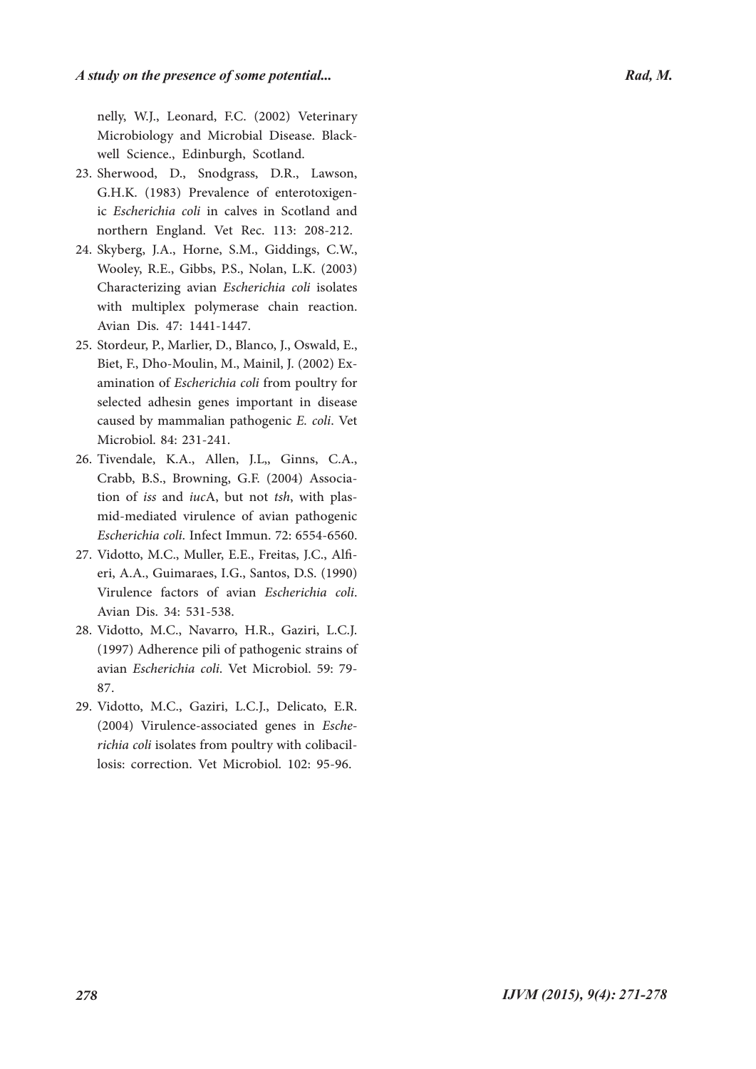nelly, W.J., Leonard, F.C. (2002) Veterinary Microbiology and Microbial Disease. Blackwell Science., Edinburgh, Scotland.

23. Sherwood, D., Snodgrass, D.R., Lawson, G.H.K. (1983) Prevalence of enterotoxigenic *Escherichia coli* in calves in Scotland and northern England. Vet Rec. 113: 208-212.
24. Skyberg, J.A., Horne, S.M., Giddings, C.W., Wooley, R.E., Gibbs, P.S., Nolan, L.K. (2003) Characterizing avian *Escherichia coli* isolates with multiplex polymerase chain reaction. Avian Dis. 47: 1441-1447.
25. Stordeur, P., Marlier, D., Blanco, J., Oswald, E., Biet, F., Dho-Moulin, M., Mainil, J. (2002) Examination of *Escherichia coli* from poultry for selected adhesin genes important in disease caused by mammalian pathogenic *E. coli*. Vet Microbiol. 84: 231-241.
26. Tivendale, K.A., Allen, J.L,, Ginns, C.A., Crabb, B.S., Browning, G.F. (2004) Association of *iss* and *iuc*A, but not *tsh*, with plasmid-mediated virulence of avian pathogenic *Escherichia coli*. Infect Immun. 72: 6554-6560.
27. Vidotto, M.C., Muller, E.E., Freitas, J.C., Alfieri, A.A., Guimaraes, I.G., Santos, D.S. (1990) Virulence factors of avian *Escherichia coli*. Avian Dis. 34: 531-538.
28. Vidotto, M.C., Navarro, H.R., Gaziri, L.C.J. (1997) Adherence pili of pathogenic strains of avian *Escherichia coli*. Vet Microbiol. 59: 79-87.
29. Vidotto, M.C., Gaziri, L.C.J., Delicato, E.R. (2004) Virulence-associated genes in *Escherichia coli* isolates from poultry with colibacillosis: correction. Vet Microbiol. 102: 95-96.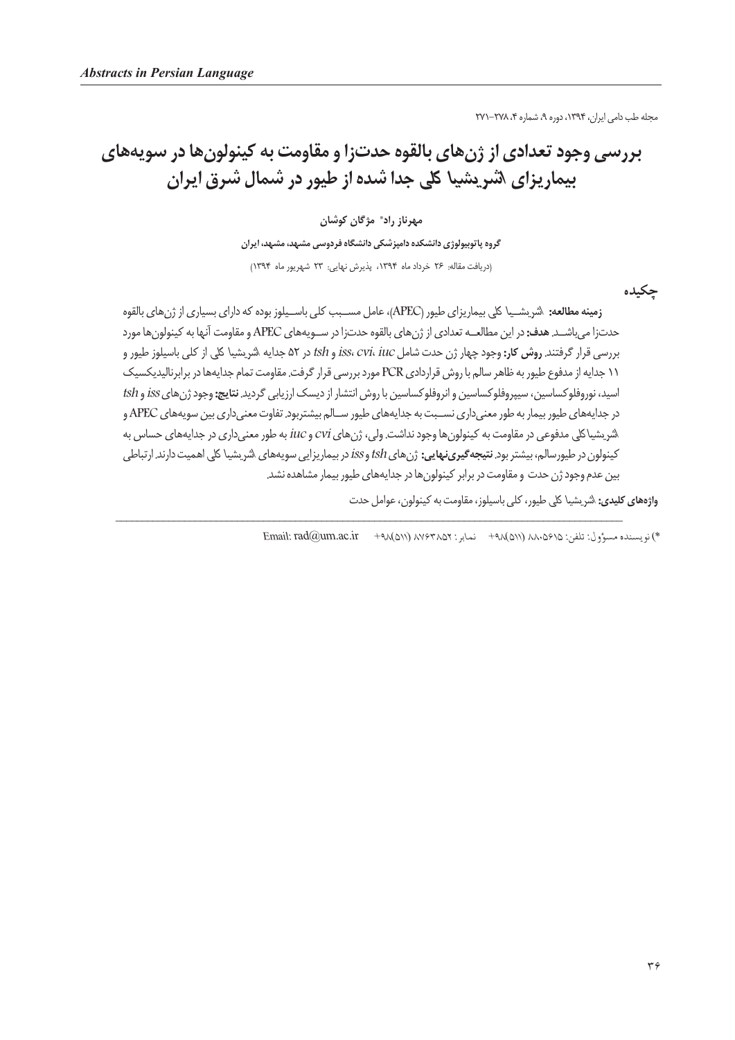# بررسی وجود تعدادی از ژن‌های بالقوه حدت‌زا و مقاومت به کینولون‌ها در سویه‌های بیماریزای اشریشیا کلی جدا شده از طیور در شمال شرق ایران

**مهرناز راد\* مژگان کوشان**

**گروه پاتوبیولوژی دانشکده دامپزشکی دانشگاه فردوسی مشهد، مشهد، ایران**

(دریافت مقاله: ۲۶ خرداد ماه ۱۳۹۴، پذیرش نهایی: ۲۳ شهریور ماه ۱۳۹۴)

## چکیده

**زمینه مطالعه:** اشریشیا کلی بیماریزای طیور (APEC)، عامل مسبب کلی باسیلوز بوده که دارای بسیاری از ژن‌های بالقوه حدت‌زا می‌باشد. **هدف:** در این مطالعه تعدادی از ژن‌های بالقوه حدت‌زا در سویه‌های APEC و مقاومت آنها به کینولون‌ها مورد بررسی قرار گرفتند. **روش کار:** وجود چهار ژن حدت شامل *iss*، *cvi*، *iuc* و *tsh* در ۵۲ جدایه اشریشیا کلی از کلی باسیلوز طیور و ۱۱ جدایه از مدفوع طیور به ظاهر سالم با روش قراردادی PCR مورد بررسی قرار گرفت. مقاومت تمام جدایه‌ها در برابرنالیدیکسیک اسید، نوروفلوکساسین، سیپروفلوکساسین و انروفلوکساسین با روش انتشار از دیسک ارزیابی گردید. **نتایج:** وجود ژن‌های *iss* و *tsh* در جدایه‌های طیور بیمار به طور معنی‌داری نسبت به جدایه‌های طیور سالم بیشتربود. تفاوت معنی‌داری بین سویه‌های APEC و اشریشیا کلی مدفوعی در مقاومت به کینولون‌ها وجود نداشت. ولی، ژن‌های *cvi* و *iuc* به طور معنی‌داری در جدایه‌های حساس به کینولون در طیورسالم، بیشتر بود. **نتیجه‌گیری نهایی:** ژن‌های *tsh* و *iss* در بیماریزایی سویه‌های اشریشیا کلی اهمیت دارند. ارتباطی بین عدم وجود ژن حدت و مقاومت در برابر کینولون‌ها در جدایه‌های طیور بیمار مشاهده نشد.

**واژه‌های کلیدی:** اشریشیا کلی طیور، کلی باسیلوز، مقاومت به کینولون، عوامل حدت

---

\*) نویسنده مسؤول: تلفن: ۸۸۰۵۶۱۵ (۵۱۱)۹۸+ نمابر: ۸۷۶۳۸۵۲ (۵۱۱)۹۸+ Email: rad@um.ac.ir